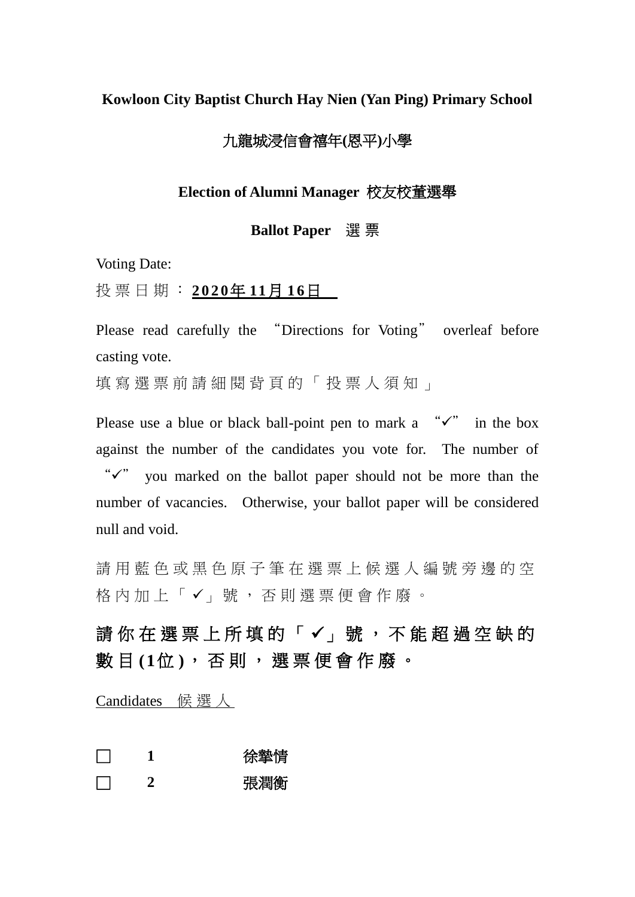**Kowloon City Baptist Church Hay Nien (Yan Ping) Primary School**

**九龍城浸信會禧年(恩平)小學**

**Election of Alumni Manager 校友校董選舉**

**Ballot Paper 選票**

Voting Date:

投票日期：**2020年11月16日**

Please read carefully the "Directions for Voting" overleaf before casting vote.

填寫選票前請細閱背頁的「投票人須知」

Please use a blue or black ball-point pen to mark a "✓" in the box against the number of the candidates you vote for. The number of "✓" you marked on the ballot paper should not be more than the number of vacancies. Otherwise, your ballot paper will be considered null and void.

請用藍色或黑色原子筆在選票上候選人編號旁邊的空格內加上「✓」號，否則選票便會作廢。

**請你在選票上所填的「✓」號，不能超過空缺的數目(1位)，否則，選票便會作廢。**

Candidates 候選人

☐ **1** 徐摯情

☐ **2** 張潤衡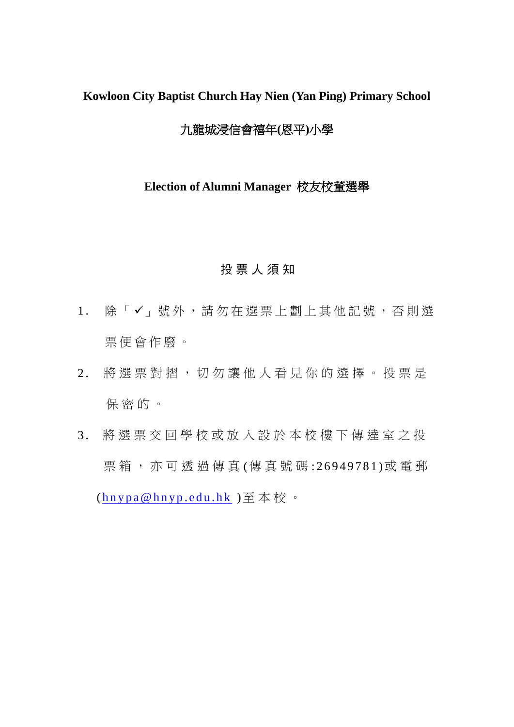**Kowloon City Baptist Church Hay Nien (Yan Ping) Primary School**

**九龍城浸信會禧年(恩平)小學**

**Election of Alumni Manager 校友校董選舉**

## 投票人須知

1. 除「✓」號外，請勿在選票上劃上其他記號，否則選票便會作廢。
2. 將選票對摺，切勿讓他人看見你的選擇。投票是保密的。
3. 將選票交回學校或放入設於本校樓下傳達室之投票箱，亦可透過傳真(傳真號碼:26949781)或電郵(hnypa@hnyp.edu.hk)至本校。